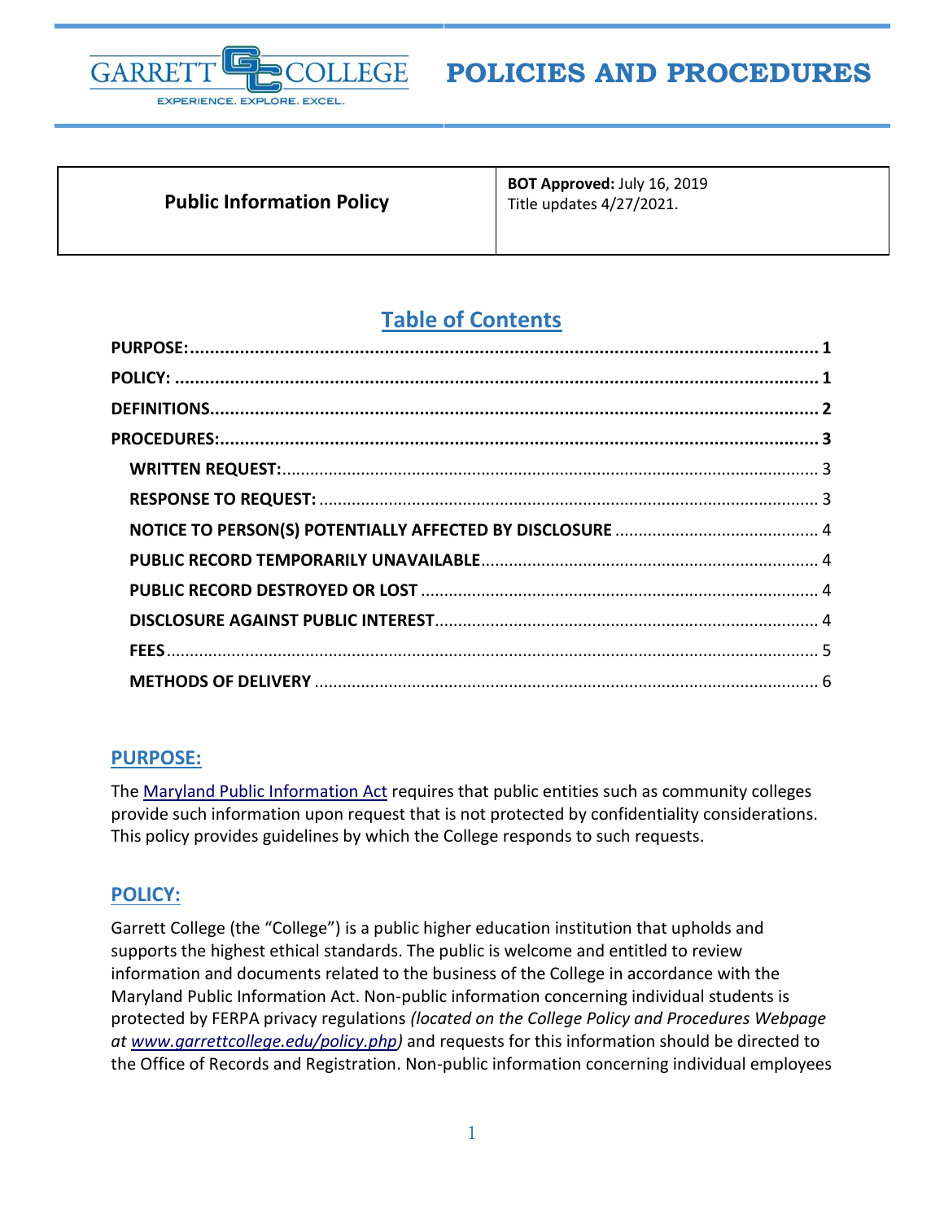# POLICIES AND PROCEDURES

| Public Information Policy | **BOT Approved:** July 16, 2019<br>Title updates 4/27/2021. |
|---|---|

## Table of Contents

- **PURPOSE:** 1
- **POLICY:** 1
- **DEFINITIONS** 2
- **PROCEDURES:** 3
  - **WRITTEN REQUEST:** 3
  - **RESPONSE TO REQUEST:** 3
  - **NOTICE TO PERSON(S) POTENTIALLY AFFECTED BY DISCLOSURE** 4
  - **PUBLIC RECORD TEMPORARILY UNAVAILABLE** 4
  - **PUBLIC RECORD DESTROYED OR LOST** 4
  - **DISCLOSURE AGAINST PUBLIC INTEREST** 4
  - **FEES** 5
  - **METHODS OF DELIVERY** 6

## PURPOSE:

The Maryland Public Information Act requires that public entities such as community colleges provide such information upon request that is not protected by confidentiality considerations. This policy provides guidelines by which the College responds to such requests.

## POLICY:

Garrett College (the "College") is a public higher education institution that upholds and supports the highest ethical standards. The public is welcome and entitled to review information and documents related to the business of the College in accordance with the Maryland Public Information Act. Non-public information concerning individual students is protected by FERPA privacy regulations *(located on the College Policy and Procedures Webpage at www.garrettcollege.edu/policy.php)* and requests for this information should be directed to the Office of Records and Registration. Non-public information concerning individual employees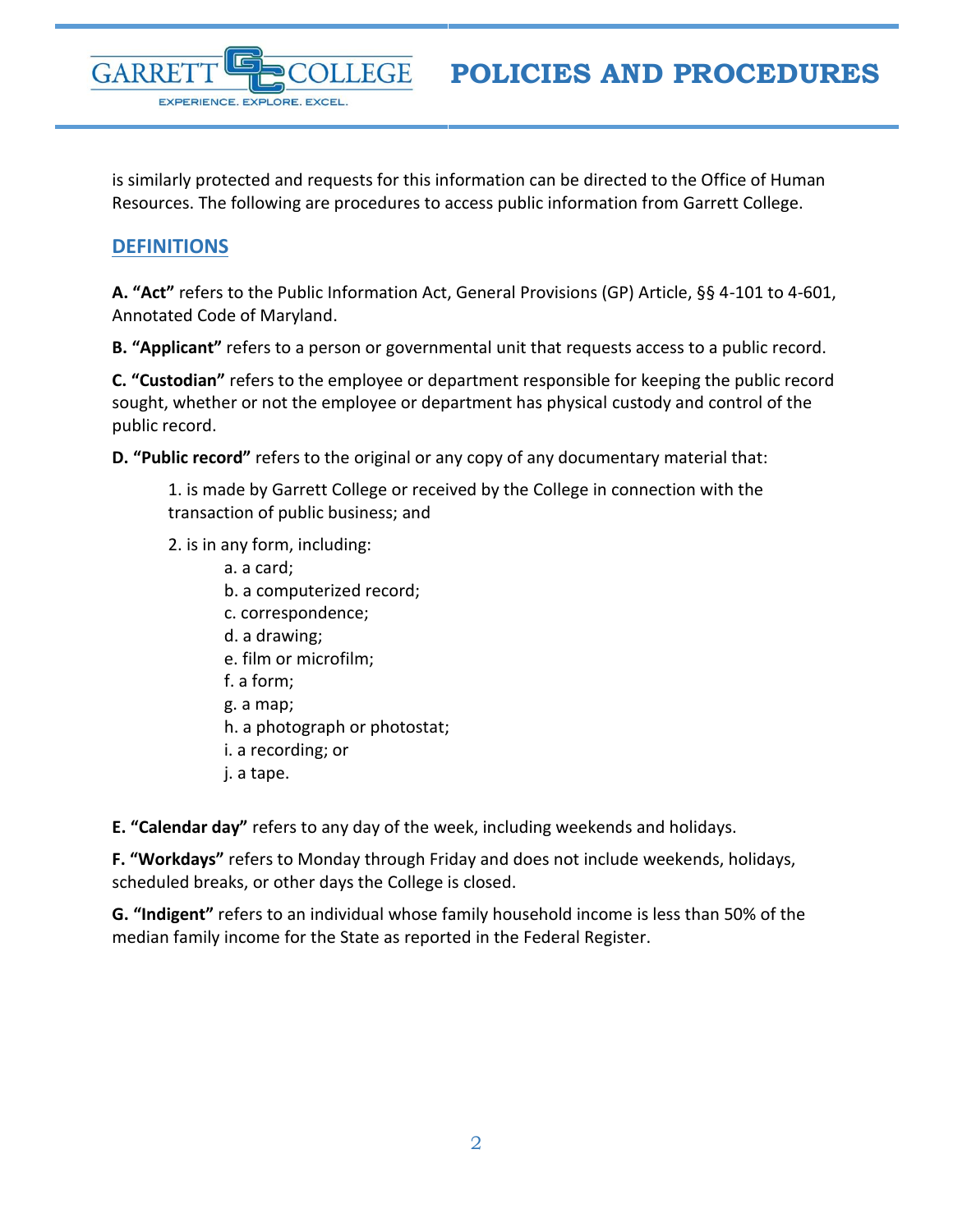is similarly protected and requests for this information can be directed to the Office of Human Resources. The following are procedures to access public information from Garrett College.

## DEFINITIONS

**A. "Act"** refers to the Public Information Act, General Provisions (GP) Article, §§ 4-101 to 4-601, Annotated Code of Maryland.

**B. "Applicant"** refers to a person or governmental unit that requests access to a public record.

**C. "Custodian"** refers to the employee or department responsible for keeping the public record sought, whether or not the employee or department has physical custody and control of the public record.

**D. "Public record"** refers to the original or any copy of any documentary material that:

1. is made by Garrett College or received by the College in connection with the transaction of public business; and
2. is in any form, including:
    a. a card;
    b. a computerized record;
    c. correspondence;
    d. a drawing;
    e. film or microfilm;
    f. a form;
    g. a map;
    h. a photograph or photostat;
    i. a recording; or
    j. a tape.

**E. "Calendar day"** refers to any day of the week, including weekends and holidays.

**F. "Workdays"** refers to Monday through Friday and does not include weekends, holidays, scheduled breaks, or other days the College is closed.

**G. "Indigent"** refers to an individual whose family household income is less than 50% of the median family income for the State as reported in the Federal Register.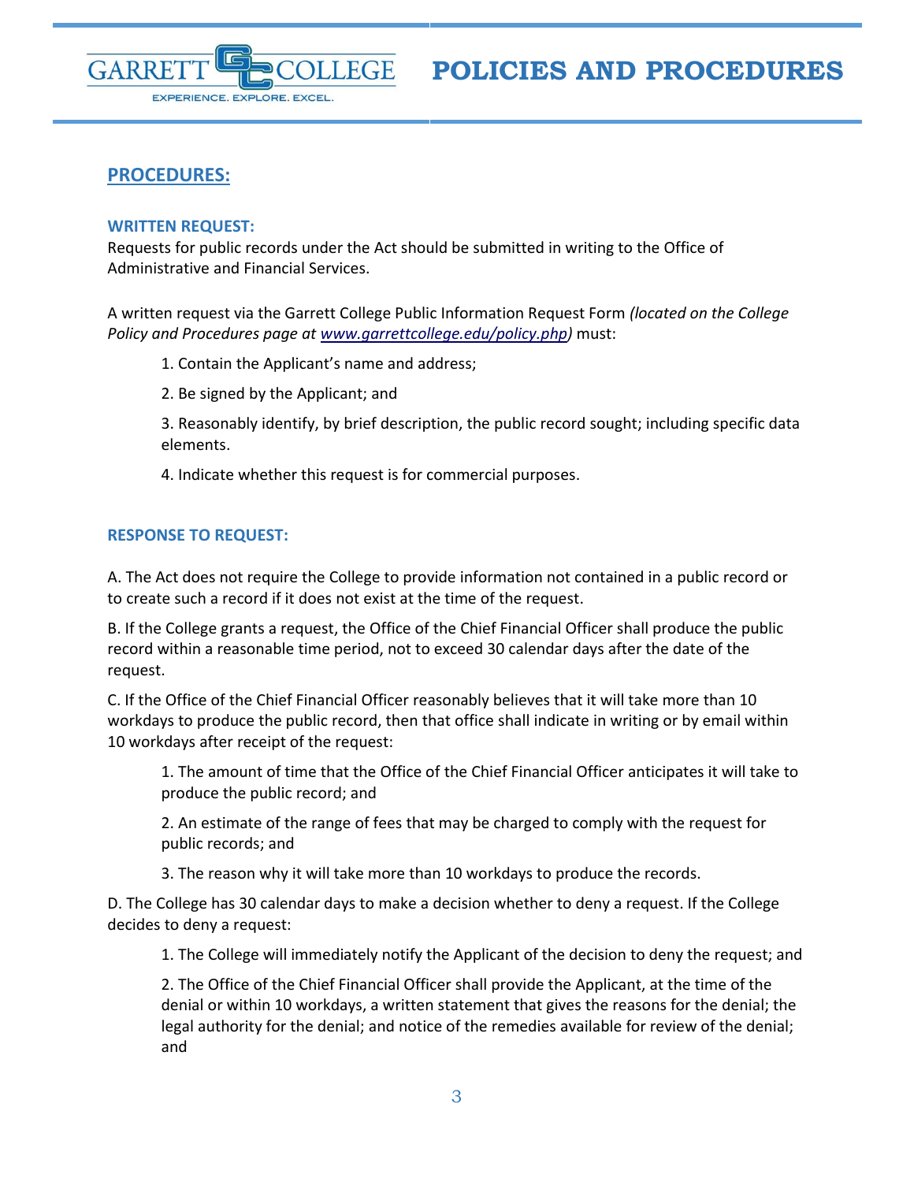## PROCEDURES:

### WRITTEN REQUEST:

Requests for public records under the Act should be submitted in writing to the Office of Administrative and Financial Services.

A written request via the Garrett College Public Information Request Form *(located on the College Policy and Procedures page at [www.garrettcollege.edu/policy.php](http://www.garrettcollege.edu/policy.php))* must:

1. Contain the Applicant's name and address;
2. Be signed by the Applicant; and
3. Reasonably identify, by brief description, the public record sought; including specific data elements.
4. Indicate whether this request is for commercial purposes.

### RESPONSE TO REQUEST:

A. The Act does not require the College to provide information not contained in a public record or to create such a record if it does not exist at the time of the request.

B. If the College grants a request, the Office of the Chief Financial Officer shall produce the public record within a reasonable time period, not to exceed 30 calendar days after the date of the request.

C. If the Office of the Chief Financial Officer reasonably believes that it will take more than 10 workdays to produce the public record, then that office shall indicate in writing or by email within 10 workdays after receipt of the request:

1. The amount of time that the Office of the Chief Financial Officer anticipates it will take to produce the public record; and
2. An estimate of the range of fees that may be charged to comply with the request for public records; and
3. The reason why it will take more than 10 workdays to produce the records.

D. The College has 30 calendar days to make a decision whether to deny a request. If the College decides to deny a request:

1. The College will immediately notify the Applicant of the decision to deny the request; and
2. The Office of the Chief Financial Officer shall provide the Applicant, at the time of the denial or within 10 workdays, a written statement that gives the reasons for the denial; the legal authority for the denial; and notice of the remedies available for review of the denial; and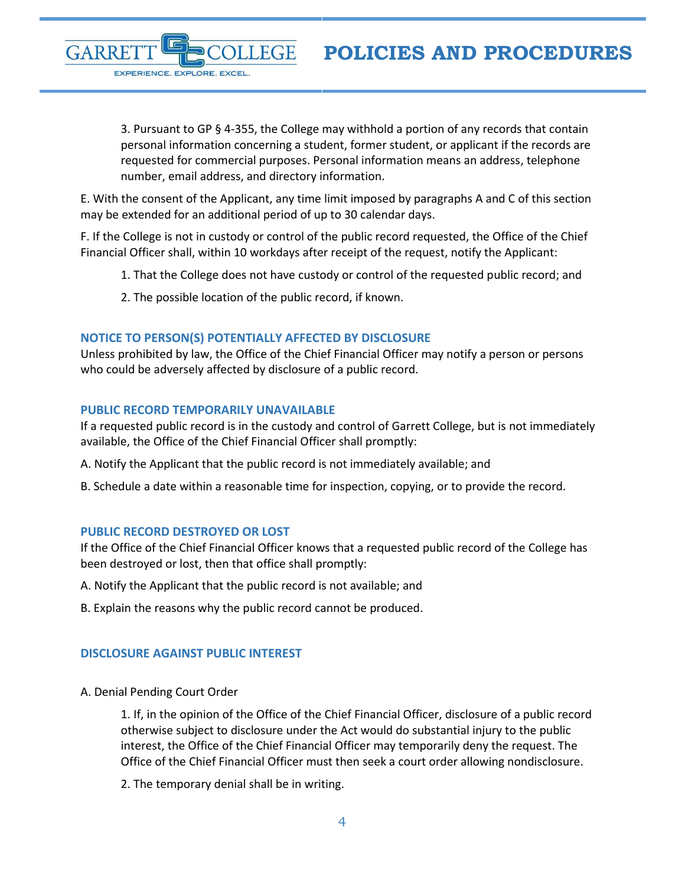3. Pursuant to GP § 4-355, the College may withhold a portion of any records that contain personal information concerning a student, former student, or applicant if the records are requested for commercial purposes. Personal information means an address, telephone number, email address, and directory information.

E. With the consent of the Applicant, any time limit imposed by paragraphs A and C of this section may be extended for an additional period of up to 30 calendar days.

F. If the College is not in custody or control of the public record requested, the Office of the Chief Financial Officer shall, within 10 workdays after receipt of the request, notify the Applicant:

1. That the College does not have custody or control of the requested public record; and

2. The possible location of the public record, if known.

### NOTICE TO PERSON(S) POTENTIALLY AFFECTED BY DISCLOSURE

Unless prohibited by law, the Office of the Chief Financial Officer may notify a person or persons who could be adversely affected by disclosure of a public record.

### PUBLIC RECORD TEMPORARILY UNAVAILABLE

If a requested public record is in the custody and control of Garrett College, but is not immediately available, the Office of the Chief Financial Officer shall promptly:

A. Notify the Applicant that the public record is not immediately available; and

B. Schedule a date within a reasonable time for inspection, copying, or to provide the record.

### PUBLIC RECORD DESTROYED OR LOST

If the Office of the Chief Financial Officer knows that a requested public record of the College has been destroyed or lost, then that office shall promptly:

A. Notify the Applicant that the public record is not available; and

B. Explain the reasons why the public record cannot be produced.

### DISCLOSURE AGAINST PUBLIC INTEREST

A. Denial Pending Court Order

1. If, in the opinion of the Office of the Chief Financial Officer, disclosure of a public record otherwise subject to disclosure under the Act would do substantial injury to the public interest, the Office of the Chief Financial Officer may temporarily deny the request. The Office of the Chief Financial Officer must then seek a court order allowing nondisclosure.

2. The temporary denial shall be in writing.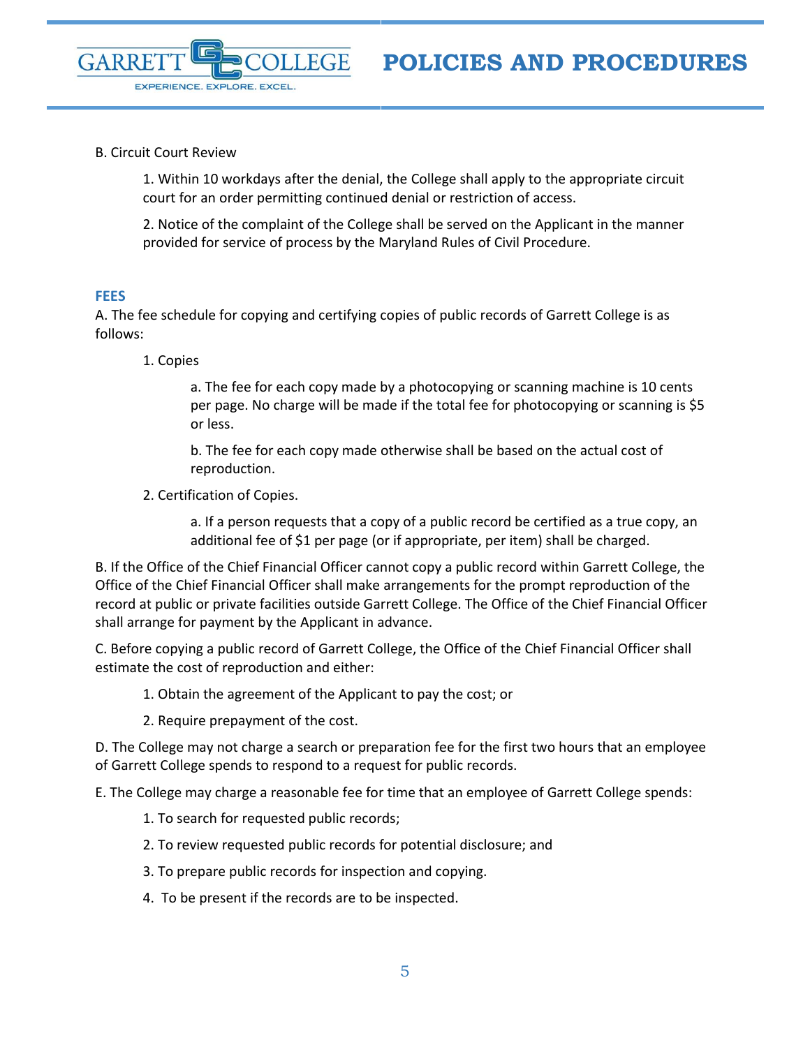B. Circuit Court Review

1. Within 10 workdays after the denial, the College shall apply to the appropriate circuit court for an order permitting continued denial or restriction of access.

2. Notice of the complaint of the College shall be served on the Applicant in the manner provided for service of process by the Maryland Rules of Civil Procedure.

## FEES

A. The fee schedule for copying and certifying copies of public records of Garrett College is as follows:

1. Copies

    a. The fee for each copy made by a photocopying or scanning machine is 10 cents per page. No charge will be made if the total fee for photocopying or scanning is $5 or less.

    b. The fee for each copy made otherwise shall be based on the actual cost of reproduction.

2. Certification of Copies.

    a. If a person requests that a copy of a public record be certified as a true copy, an additional fee of $1 per page (or if appropriate, per item) shall be charged.

B. If the Office of the Chief Financial Officer cannot copy a public record within Garrett College, the Office of the Chief Financial Officer shall make arrangements for the prompt reproduction of the record at public or private facilities outside Garrett College. The Office of the Chief Financial Officer shall arrange for payment by the Applicant in advance.

C. Before copying a public record of Garrett College, the Office of the Chief Financial Officer shall estimate the cost of reproduction and either:

1. Obtain the agreement of the Applicant to pay the cost; or

2. Require prepayment of the cost.

D. The College may not charge a search or preparation fee for the first two hours that an employee of Garrett College spends to respond to a request for public records.

E. The College may charge a reasonable fee for time that an employee of Garrett College spends:

1. To search for requested public records;

2. To review requested public records for potential disclosure; and

3. To prepare public records for inspection and copying.

4. To be present if the records are to be inspected.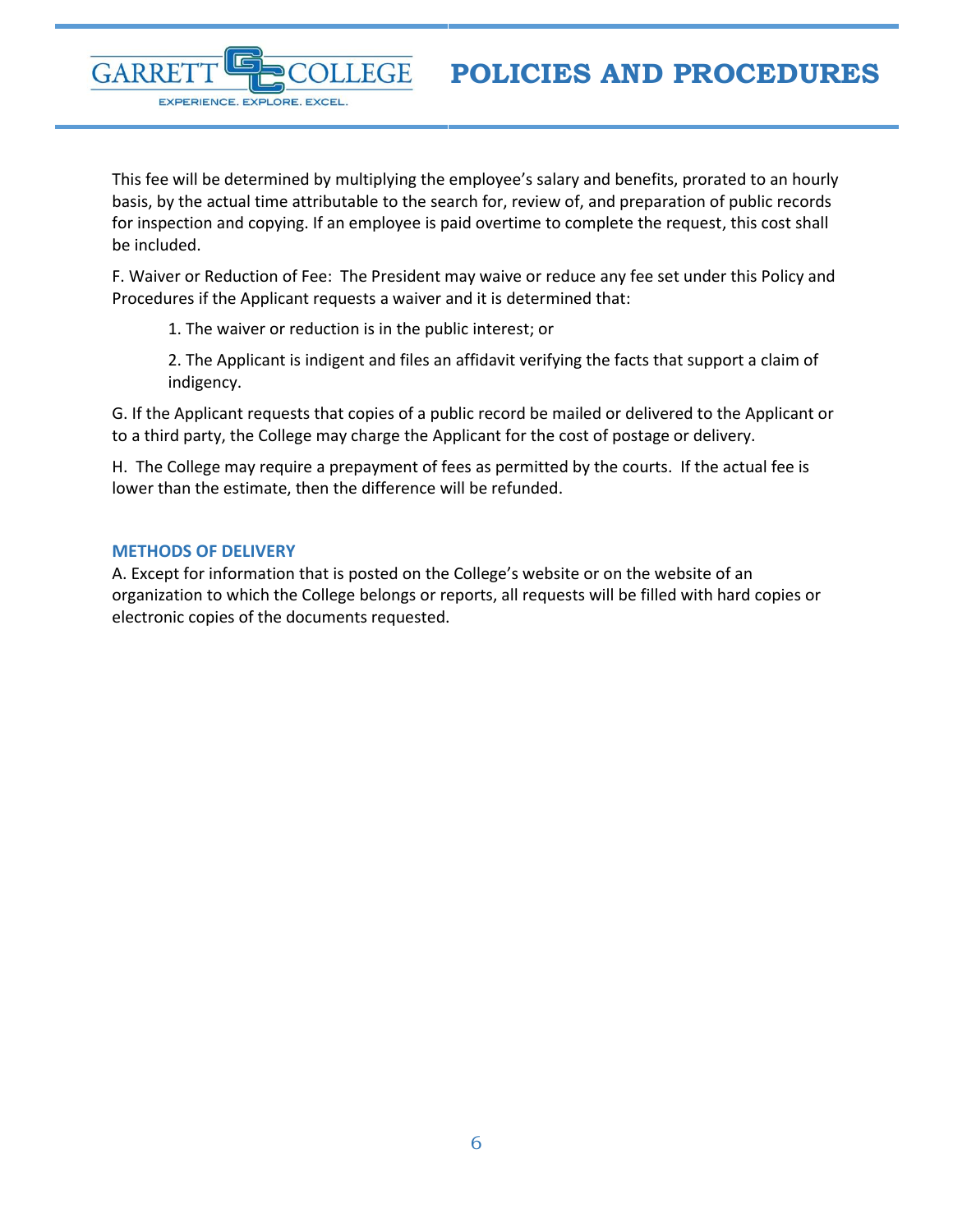This fee will be determined by multiplying the employee's salary and benefits, prorated to an hourly basis, by the actual time attributable to the search for, review of, and preparation of public records for inspection and copying. If an employee is paid overtime to complete the request, this cost shall be included.

F. Waiver or Reduction of Fee: The President may waive or reduce any fee set under this Policy and Procedures if the Applicant requests a waiver and it is determined that:

1. The waiver or reduction is in the public interest; or

2. The Applicant is indigent and files an affidavit verifying the facts that support a claim of indigency.

G. If the Applicant requests that copies of a public record be mailed or delivered to the Applicant or to a third party, the College may charge the Applicant for the cost of postage or delivery.

H. The College may require a prepayment of fees as permitted by the courts. If the actual fee is lower than the estimate, then the difference will be refunded.

### METHODS OF DELIVERY

A. Except for information that is posted on the College's website or on the website of an organization to which the College belongs or reports, all requests will be filled with hard copies or electronic copies of the documents requested.